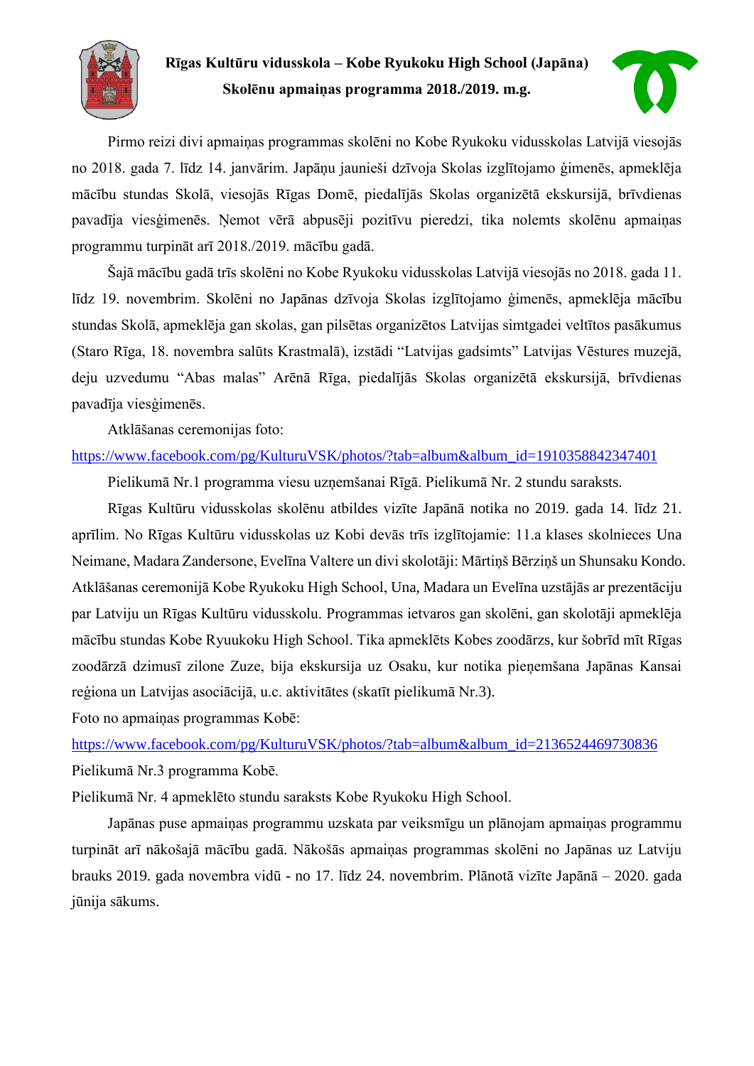**Rīgas Kultūru vidusskola – Kobe Ryukoku High School (Japāna)**
**Skolēnu apmaiņas programma 2018./2019. m.g.**

Pirmo reizi divi apmaiņas programmas skolēni no Kobe Ryukoku vidusskolas Latvijā viesojās no 2018. gada 7. līdz 14. janvārim. Japāņu jaunieši dzīvoja Skolas izglītojamo ģimenēs, apmeklēja mācību stundas Skolā, viesojās Rīgas Domē, piedalījās Skolas organizētā ekskursijā, brīvdienas pavadīja viesģimenēs. Ņemot vērā abpusēji pozitīvu pieredzi, tika nolemts skolēnu apmaiņas programmu turpināt arī 2018./2019. mācību gadā.

Šajā mācību gadā trīs skolēni no Kobe Ryukoku vidusskolas Latvijā viesojās no 2018. gada 11. līdz 19. novembrim. Skolēni no Japānas dzīvoja Skolas izglītojamo ģimenēs, apmeklēja mācību stundas Skolā, apmeklēja gan skolas, gan pilsētas organizētos Latvijas simtgadei veltītos pasākumus (Staro Rīga, 18. novembra salūts Krastmalā), izstādi "Latvijas gadsimts" Latvijas Vēstures muzejā, deju uzvedumu "Abas malas" Arēnā Rīga, piedalījās Skolas organizētā ekskursijā, brīvdienas pavadīja viesģimenēs.

Atklāšanas ceremonijas foto:
https://www.facebook.com/pg/KulturuVSK/photos/?tab=album&album_id=1910358842347401

Pielikumā Nr.1 programma viesu uzņemšanai Rīgā. Pielikumā Nr. 2 stundu saraksts.

Rīgas Kultūru vidusskolas skolēnu atbildes vizīte Japānā notika no 2019. gada 14. līdz 21. aprīlim. No Rīgas Kultūru vidusskolas uz Kobi devās trīs izglītojamie: 11.a klases skolnieces Una Neimane, Madara Zandersone, Evelīna Valtere un divi skolotāji: Mārtiņš Bērziņš un Shunsaku Kondo. Atklāšanas ceremonijā Kobe Ryukoku High School, Una, Madara un Evelīna uzstājās ar prezentāciju par Latviju un Rīgas Kultūru vidusskolu. Programmas ietvaros gan skolēni, gan skolotāji apmeklēja mācību stundas Kobe Ryuukoku High School. Tika apmeklēts Kobes zoodārzs, kur šobrīd mīt Rīgas zoodārzā dzimusī zilone Zuze, bija ekskursija uz Osaku, kur notika pieņemšana Japānas Kansai reģiona un Latvijas asociācijā, u.c. aktivitātes (skatīt pielikumā Nr.3).

Foto no apmaiņas programmas Kobē:
https://www.facebook.com/pg/KulturuVSK/photos/?tab=album&album_id=2136524469730836

Pielikumā Nr.3 programma Kobē.

Pielikumā Nr. 4 apmeklēto stundu saraksts Kobe Ryukoku High School.

Japānas puse apmaiņas programmu uzskata par veiksmīgu un plānojam apmaiņas programmu turpināt arī nākošajā mācību gadā. Nākošās apmaiņas programmas skolēni no Japānas uz Latviju brauks 2019. gada novembra vidū - no 17. līdz 24. novembrim. Plānotā vizīte Japānā – 2020. gada jūnija sākums.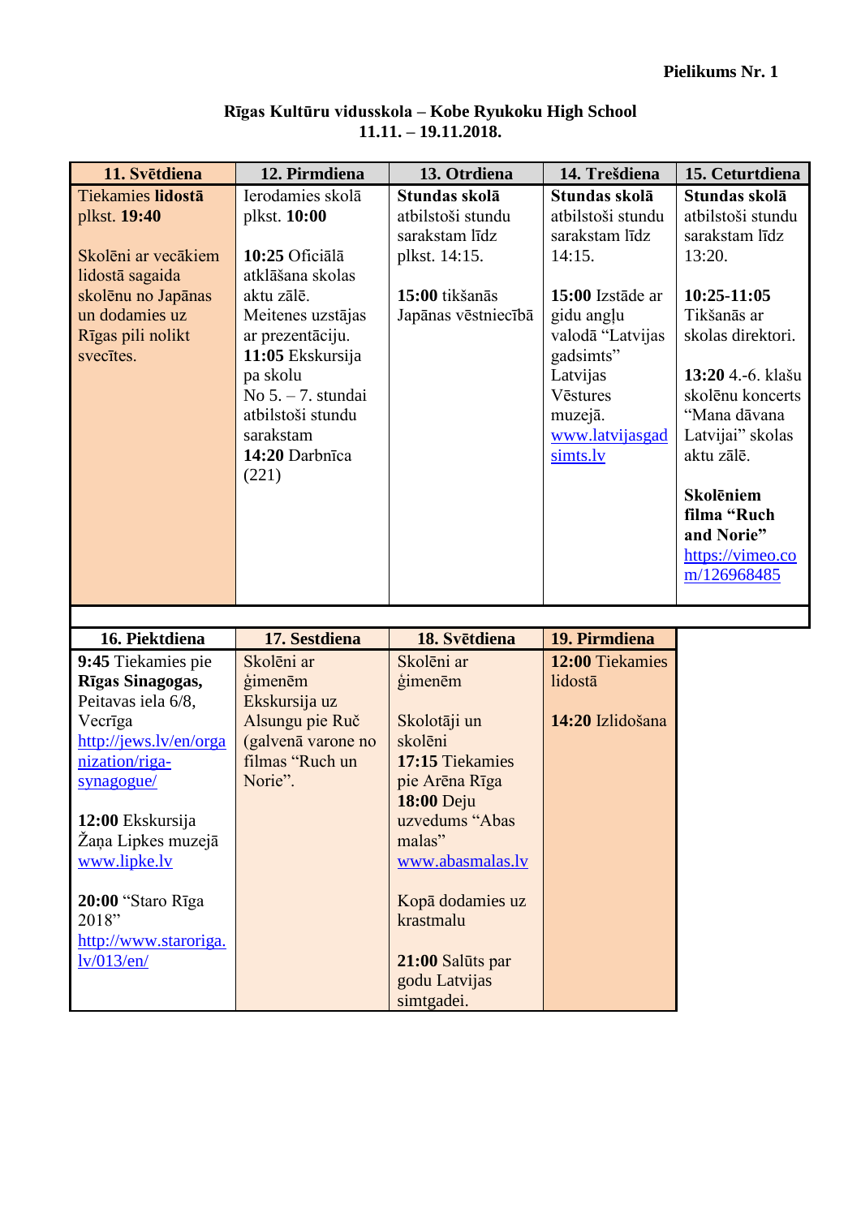**Pielikums Nr. 1**

**Rīgas Kultūru vidusskola – Kobe Ryukoku High School**
**11.11. – 19.11.2018.**

| 11. Svētdiena | 12. Pirmdiena | 13. Otrdiena | 14. Trešdiena | 15. Ceturtdiena |
|---|---|---|---|---|
| Tiekamies **lidostā** plkst. **19:40**<br><br>Skolēni ar vecākiem lidostā sagaida skolēnu no Japānas un dodamies uz Rīgas pili nolikt svecītes. | Ierodamies skolā plkst. **10:00**<br><br>**10:25** Oficiālā atklāšana skolas aktu zālē. Meitenes uzstājas ar prezentāciju.<br>**11:05** Ekskursija pa skolu<br>No 5. – 7. stundai atbilstoši stundu sarakstam<br>**14:20** Darbnīca (221) | **Stundas skolā** atbilstoši stundu sarakstam līdz plkst. 14:15.<br><br>**15:00** tikšanās Japānas vēstniecībā | **Stundas skolā** atbilstoši stundu sarakstam līdz 14:15.<br><br>**15:00** Izstāde ar gidu angļu valodā "Latvijas gadsimts" Latvijas Vēstures muzejā. www.latvijasgadsimts.lv | **Stundas skolā** atbilstoši stundu sarakstam līdz 13:20.<br><br>**10:25-11:05** Tikšanās ar skolas direktori.<br><br>**13:20** 4.-6. klašu skolēnu koncerts "Mana dāvana Latvijai" skolas aktu zālē.<br><br>**Skolēniem filma "Ruch and Norie"** https://vimeo.com/126968485 |

| 16. Piektdiena | 17. Sestdiena | 18. Svētdiena | 19. Pirmdiena |
|---|---|---|---|
| **9:45** Tiekamies pie **Rīgas Sinagogas,** Peitavas iela 6/8, Vecrīga http://jews.lv/en/organization/riga-synagogue/<br><br>**12:00** Ekskursija Žaņa Lipkes muzejā www.lipke.lv<br><br>**20:00** "Staro Rīga 2018" http://www.staroriga.lv/013/en/ | Skolēni ar ģimenēm<br>Ekskursija uz Alsungu pie Ruč (galvenā varone no filmas "Ruch un Norie". | Skolēni ar ģimenēm<br><br>Skolotāji un skolēni<br>**17:15** Tiekamies pie Arēna Rīga<br>**18:00** Deju uzvedums "Abas malas" www.abasmalas.lv<br><br>Kopā dodamies uz krastmalu<br><br>**21:00** Salūts par godu Latvijas simtgadei. | **12:00** Tiekamies lidostā<br><br>**14:20** Izlidošana |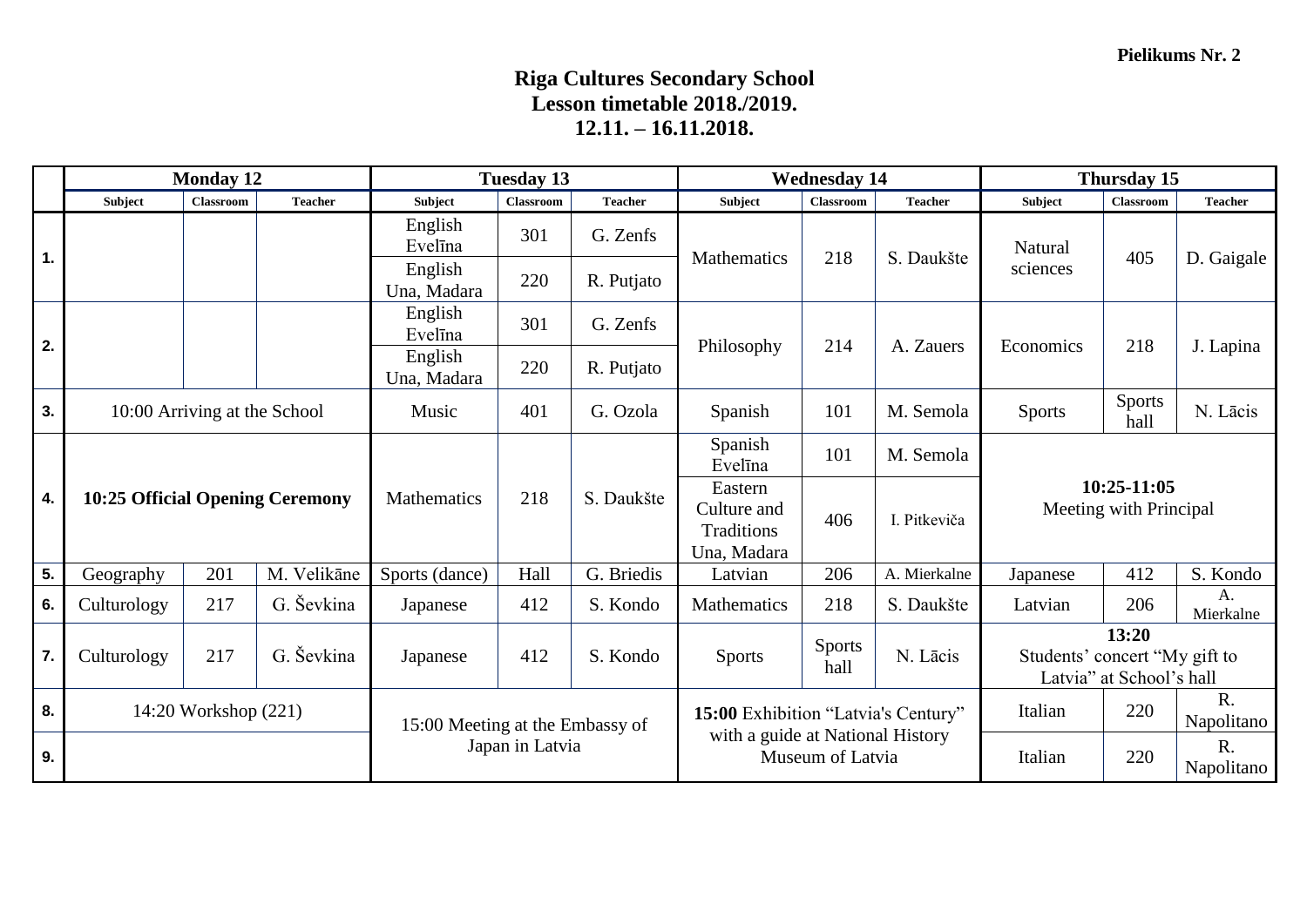**Pielikums Nr. 2**

# Riga Cultures Secondary School
## Lesson timetable 2018./2019.
## 12.11. – 16.11.2018.

| | Monday 12 | | | Tuesday 13 | | | Wednesday 14 | | | Thursday 15 | | |
|---|---|---|---|---|---|---|---|---|---|---|---|---|
| | **Subject** | **Classroom** | **Teacher** | **Subject** | **Classroom** | **Teacher** | **Subject** | **Classroom** | **Teacher** | **Subject** | **Classroom** | **Teacher** |
| **1.** | | | | English Evelīna | 301 | G. Zenfs | Mathematics | 218 | S. Daukšte | Natural sciences | 405 | D. Gaigale |
| | | | | English Una, Madara | 220 | R. Putjato | | | | | | |
| **2.** | | | | English Evelīna | 301 | G. Zenfs | Philosophy | 214 | A. Zauers | Economics | 218 | J. Lapina |
| | | | | English Una, Madara | 220 | R. Putjato | | | | | | |
| **3.** | 10:00 Arriving at the School | | | Music | 401 | G. Ozola | Spanish | 101 | M. Semola | Sports | Sports hall | N. Lācis |
| **4.** | **10:25 Official Opening Ceremony** | | | Mathematics | 218 | S. Daukšte | Spanish Evelīna | 101 | M. Semola | **10:25-11:05** Meeting with Principal | | |
| | | | | | | | Eastern Culture and Traditions Una, Madara | 406 | I. Pitkeviča | | | |
| **5.** | Geography | 201 | M. Velikāne | Sports (dance) | Hall | G. Briedis | Latvian | 206 | A. Mierkalne | Japanese | 412 | S. Kondo |
| **6.** | Culturology | 217 | G. Ševkina | Japanese | 412 | S. Kondo | Mathematics | 218 | S. Daukšte | Latvian | 206 | A. Mierkalne |
| **7.** | Culturology | 217 | G. Ševkina | Japanese | 412 | S. Kondo | Sports | Sports hall | N. Lācis | **13:20** Students' concert "My gift to Latvia" at School's hall | | |
| **8.** | 14:20 Workshop (221) | | | 15:00 Meeting at the Embassy of Japan in Latvia | | | **15:00** Exhibition "Latvia's Century" with a guide at National History Museum of Latvia | | | Italian | 220 | R. Napolitano |
| **9.** | | | | | | | | | | Italian | 220 | R. Napolitano |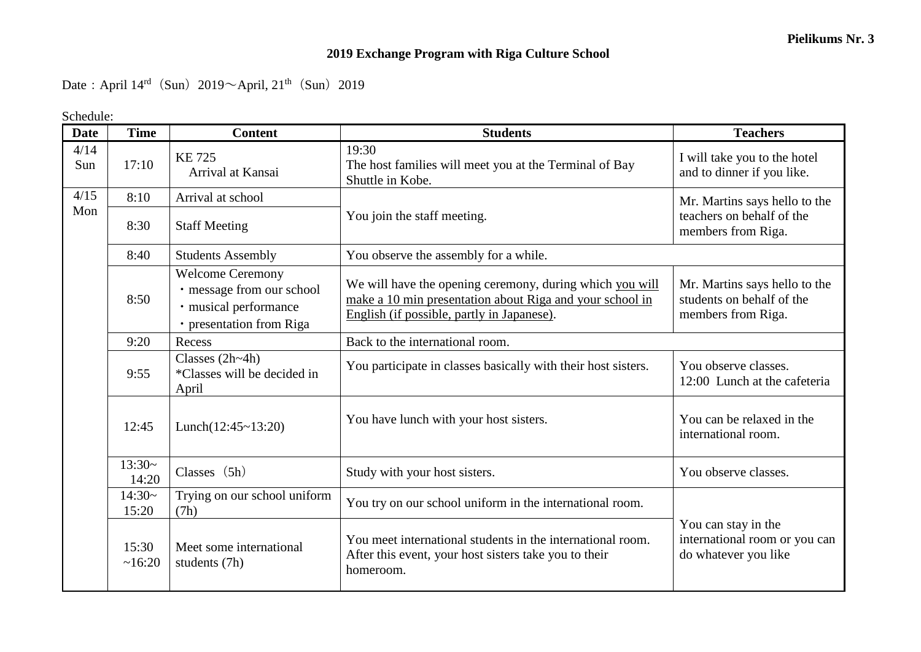**Pielikums Nr. 3**

**2019 Exchange Program with Riga Culture School**

Date：April 14rd（Sun）2019～April, 21th（Sun）2019

Schedule:

| Date | Time | Content | Students | Teachers |
|---|---|---|---|---|
| 4/14 Sun | 17:10 | KE 725 Arrival at Kansai | 19:30 The host families will meet you at the Terminal of Bay Shuttle in Kobe. | I will take you to the hotel and to dinner if you like. |
| 4/15 Mon | 8:10 | Arrival at school | You join the staff meeting. | Mr. Martins says hello to the teachers on behalf of the members from Riga. |
| | 8:30 | Staff Meeting | | |
| | 8:40 | Students Assembly | You observe the assembly for a while. | |
| | 8:50 | Welcome Ceremony<br>・message from our school<br>・musical performance<br>・presentation from Riga | We will have the opening ceremony, during which <u>you will make a 10 min presentation about Riga and your school in English (if possible, partly in Japanese)</u>. | Mr. Martins says hello to the students on behalf of the members from Riga. |
| | 9:20 | Recess | Back to the international room. | |
| | 9:55 | Classes (2h~4h)<br>*Classes will be decided in April | You participate in classes basically with their host sisters. | You observe classes.<br>12:00 Lunch at the cafeteria |
| | 12:45 | Lunch(12:45~13:20) | You have lunch with your host sisters. | You can be relaxed in the international room. |
| | 13:30~ 14:20 | Classes（5h） | Study with your host sisters. | You observe classes. |
| | 14:30~ 15:20 | Trying on our school uniform (7h) | You try on our school uniform in the international room. | You can stay in the international room or you can do whatever you like |
| | 15:30 ~16:20 | Meet some international students (7h) | You meet international students in the international room. After this event, your host sisters take you to their homeroom. | |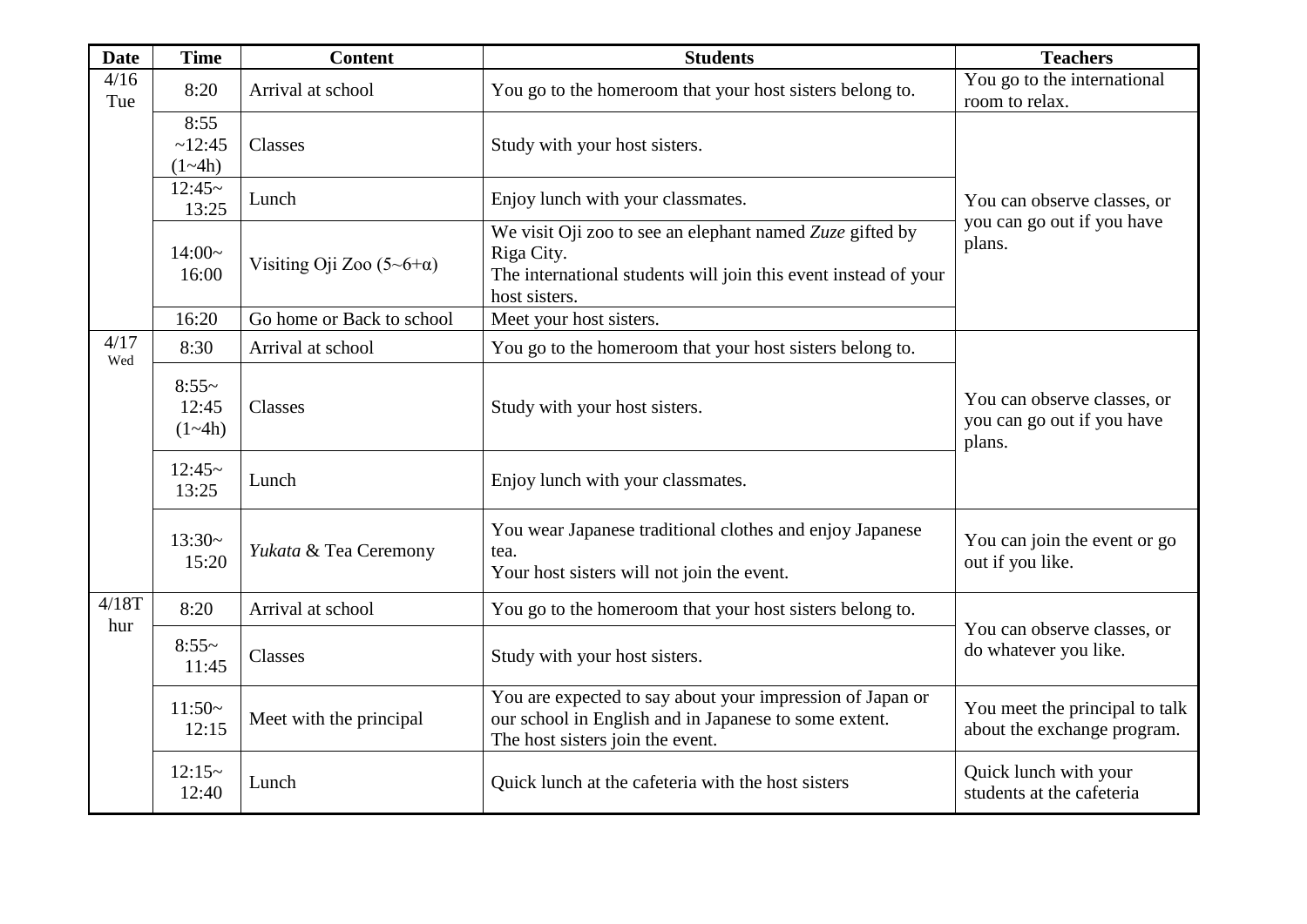| Date | Time | Content | Students | Teachers |
|---|---|---|---|---|
| 4/16 Tue | 8:20 | Arrival at school | You go to the homeroom that your host sisters belong to. | You go to the international room to relax. |
| | 8:55 ~12:45 (1~4h) | Classes | Study with your host sisters. | You can observe classes, or you can go out if you have plans. |
| | 12:45~ 13:25 | Lunch | Enjoy lunch with your classmates. | |
| | 14:00~ 16:00 | Visiting Oji Zoo (5~6+α) | We visit Oji zoo to see an elephant named *Zuze* gifted by Riga City. The international students will join this event instead of your host sisters. | |
| | 16:20 | Go home or Back to school | Meet your host sisters. | |
| 4/17 Wed | 8:30 | Arrival at school | You go to the homeroom that your host sisters belong to. | You can observe classes, or you can go out if you have plans. |
| | 8:55~ 12:45 (1~4h) | Classes | Study with your host sisters. | |
| | 12:45~ 13:25 | Lunch | Enjoy lunch with your classmates. | |
| | 13:30~ 15:20 | *Yukata* & Tea Ceremony | You wear Japanese traditional clothes and enjoy Japanese tea. Your host sisters will not join the event. | You can join the event or go out if you like. |
| 4/18Thur | 8:20 | Arrival at school | You go to the homeroom that your host sisters belong to. | You can observe classes, or do whatever you like. |
| | 8:55~ 11:45 | Classes | Study with your host sisters. | |
| | 11:50~ 12:15 | Meet with the principal | You are expected to say about your impression of Japan or our school in English and in Japanese to some extent. The host sisters join the event. | You meet the principal to talk about the exchange program. |
| | 12:15~ 12:40 | Lunch | Quick lunch at the cafeteria with the host sisters | Quick lunch with your students at the cafeteria |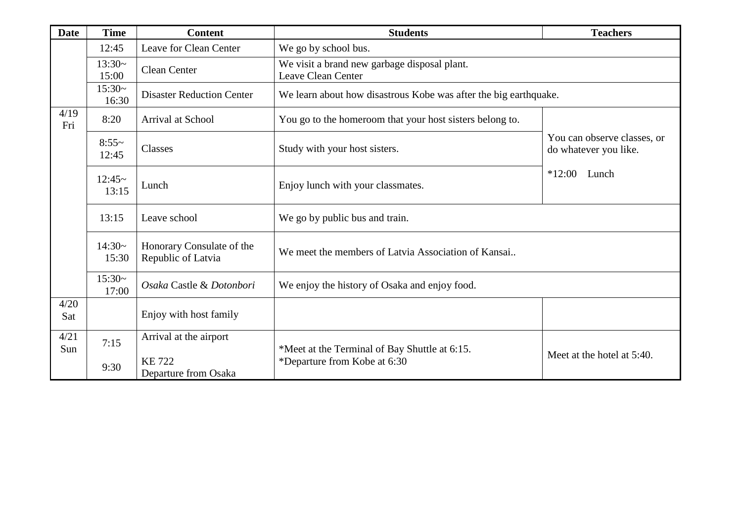| Date | Time | Content | Students | Teachers |
|---|---|---|---|---|
| | 12:45 | Leave for Clean Center | We go by school bus. | |
| | 13:30~ 15:00 | Clean Center | We visit a brand new garbage disposal plant. Leave Clean Center | |
| | 15:30~ 16:30 | Disaster Reduction Center | We learn about how disastrous Kobe was after the big earthquake. | |
| 4/19 Fri | 8:20 | Arrival at School | You go to the homeroom that your host sisters belong to. | You can observe classes, or do whatever you like. *12:00 Lunch |
| | 8:55~ 12:45 | Classes | Study with your host sisters. | |
| | 12:45~ 13:15 | Lunch | Enjoy lunch with your classmates. | |
| | 13:15 | Leave school | We go by public bus and train. | |
| | 14:30~ 15:30 | Honorary Consulate of the Republic of Latvia | We meet the members of Latvia Association of Kansai.. | |
| | 15:30~ 17:00 | *Osaka* Castle & *Dotonbori* | We enjoy the history of Osaka and enjoy food. | |
| 4/20 Sat | | Enjoy with host family | | |
| 4/21 Sun | 7:15<br>9:30 | Arrival at the airport<br>KE 722 Departure from Osaka | *Meet at the Terminal of Bay Shuttle at 6:15.<br>*Departure from Kobe at 6:30 | Meet at the hotel at 5:40. |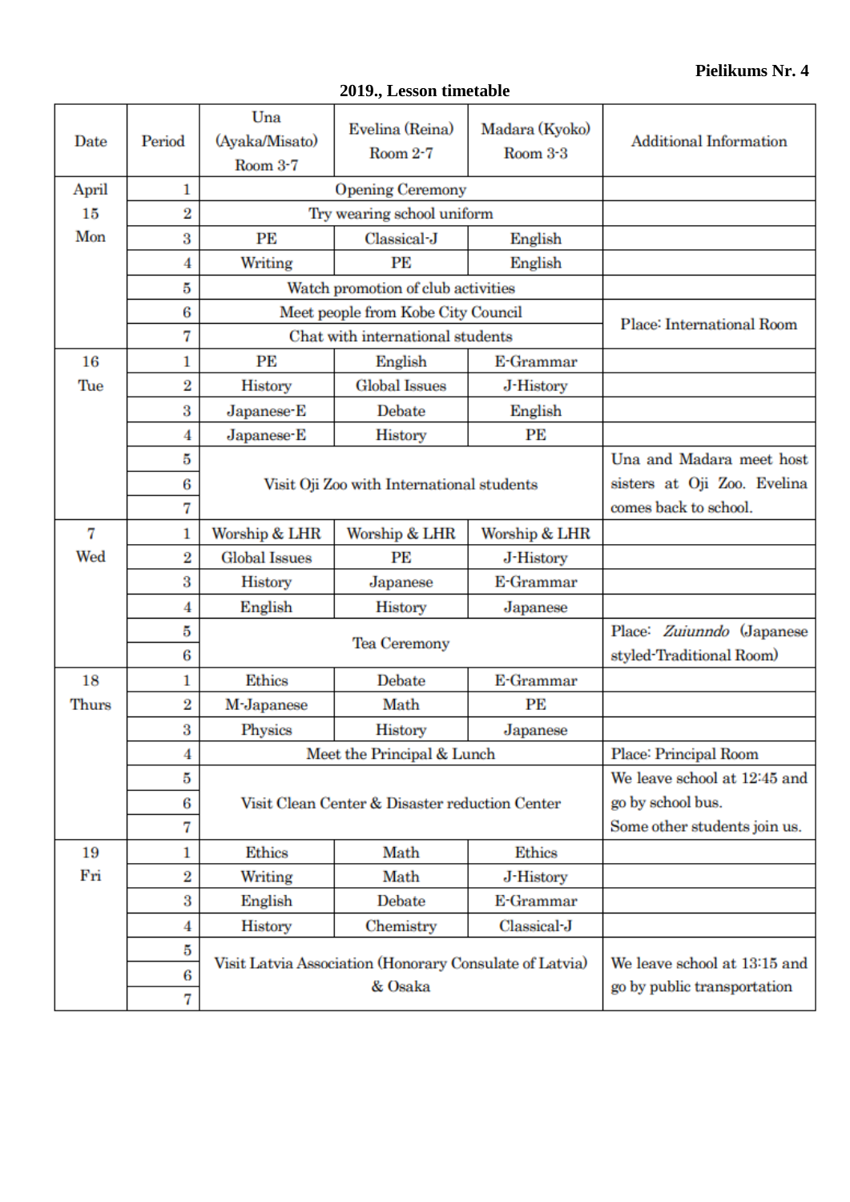**Pielikums Nr. 4**

**2019., Lesson timetable**

| Date | Period | Una (Ayaka/Misato) Room 3-7 | Evelina (Reina) Room 2-7 | Madara (Kyoko) Room 3-3 | Additional Information |
|---|---|---|---|---|---|
| April 15 Mon | 1 | Opening Ceremony | | | |
| | 2 | Try wearing school uniform | | | |
| | 3 | PE | Classical-J | English | |
| | 4 | Writing | PE | English | |
| | 5 | Watch promotion of club activities | | | |
| | 6 | Meet people from Kobe City Council | | | Place: International Room |
| | 7 | Chat with international students | | | |
| 16 Tue | 1 | PE | English | E-Grammar | |
| | 2 | History | Global Issues | J-History | |
| | 3 | Japanese-E | Debate | English | |
| | 4 | Japanese-E | History | PE | |
| | 5 | Visit Oji Zoo with International students | | | Una and Madara meet host sisters at Oji Zoo. Evelina comes back to school. |
| | 6 | | | | |
| | 7 | | | | |
| 7 Wed | 1 | Worship & LHR | Worship & LHR | Worship & LHR | |
| | 2 | Global Issues | PE | J-History | |
| | 3 | History | Japanese | E-Grammar | |
| | 4 | English | History | Japanese | |
| | 5 | Tea Ceremony | | | Place: *Zuiunndo* (Japanese styled-Traditional Room) |
| | 6 | | | | |
| 18 Thurs | 1 | Ethics | Debate | E-Grammar | |
| | 2 | M-Japanese | Math | PE | |
| | 3 | Physics | History | Japanese | |
| | 4 | Meet the Principal & Lunch | | | Place: Principal Room |
| | 5 | Visit Clean Center & Disaster reduction Center | | | We leave school at 12:45 and go by school bus. Some other students join us. |
| | 6 | | | | |
| | 7 | | | | |
| 19 Fri | 1 | Ethics | Math | Ethics | |
| | 2 | Writing | Math | J-History | |
| | 3 | English | Debate | E-Grammar | |
| | 4 | History | Chemistry | Classical-J | |
| | 5 | Visit Latvia Association (Honorary Consulate of Latvia) & Osaka | | | We leave school at 13:15 and go by public transportation |
| | 6 | | | | |
| | 7 | | | | |